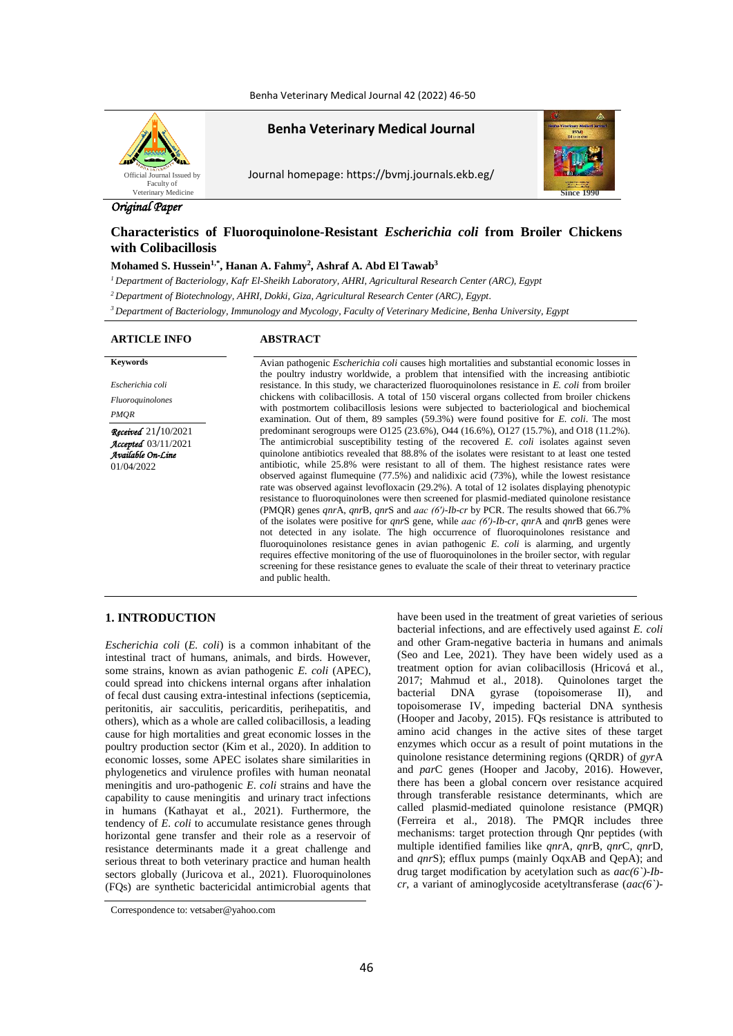*Original Paper*

# Characteristics of Fluoroquinolone-Resistant *Escherichia coli* from Broiler Chickens with Colibacillosis

**Mohamed S. Hussein[1,*], Hanan A. Fahmy[2], Ashraf A. Abd El Tawab[3]**

[1] *Department of Bacteriology, Kafr El-Sheikh Laboratory, AHRI, Agricultural Research Center (ARC), Egypt*

[2] *Department of Biotechnology, AHRI, Dokki, Giza, Agricultural Research Center (ARC), Egypt.*

[3] *Department of Bacteriology, Immunology and Mycology, Faculty of Veterinary Medicine, Benha University, Egypt*

**ARTICLE INFO**

**Keywords**

*Escherichia coli*

*Fluoroquinolones*

*PMQR*

*Received* 21/10/2021
*Accepted* 03/11/2021
*Available On-Line* 01/04/2022

**ABSTRACT**

Avian pathogenic *Escherichia coli* causes high mortalities and substantial economic losses in the poultry industry worldwide, a problem that intensified with the increasing antibiotic resistance. In this study, we characterized fluoroquinolones resistance in *E. coli* from broiler chickens with colibacillosis. A total of 150 visceral organs collected from broiler chickens with postmortem colibacillosis lesions were subjected to bacteriological and biochemical examination. Out of them, 89 samples (59.3%) were found positive for *E. coli*. The most predominant serogroups were O125 (23.6%), O44 (16.6%), O127 (15.7%), and O18 (11.2%). The antimicrobial susceptibility testing of the recovered *E. coli* isolates against seven quinolone antibiotics revealed that 88.8% of the isolates were resistant to at least one tested antibiotic, while 25.8% were resistant to all of them. The highest resistance rates were observed against flumequine (77.5%) and nalidixic acid (73%), while the lowest resistance rate was observed against levofloxacin (29.2%). A total of 12 isolates displaying phenotypic resistance to fluoroquinolones were then screened for plasmid-mediated quinolone resistance (PMQR) genes *qnr*A, *qnr*B, *qnr*S and *aac (6')-Ib-cr* by PCR. The results showed that 66.7% of the isolates were positive for *qnr*S gene, while *aac (6')-Ib-cr*, *qnr*A and *qnr*B genes were not detected in any isolate. The high occurrence of fluoroquinolones resistance and fluoroquinolones resistance genes in avian pathogenic *E. coli* is alarming, and urgently requires effective monitoring of the use of fluoroquinolones in the broiler sector, with regular screening for these resistance genes to evaluate the scale of their threat to veterinary practice and public health.

## 1. INTRODUCTION

*Escherichia coli* (*E. coli*) is a common inhabitant of the intestinal tract of humans, animals, and birds. However, some strains, known as avian pathogenic *E. coli* (APEC), could spread into chickens internal organs after inhalation of fecal dust causing extra-intestinal infections (septicemia, peritonitis, air sacculitis, pericarditis, perihepatitis, and others), which as a whole are called colibacillosis, a leading cause for high mortalities and great economic losses in the poultry production sector (Kim et al., 2020). In addition to economic losses, some APEC isolates share similarities in phylogenetics and virulence profiles with human neonatal meningitis and uro-pathogenic *E. coli* strains and have the capability to cause meningitis and urinary tract infections in humans (Kathayat et al., 2021). Furthermore, the tendency of *E. coli* to accumulate resistance genes through horizontal gene transfer and their role as a reservoir of resistance determinants made it a great challenge and serious threat to both veterinary practice and human health sectors globally (Juricova et al., 2021). Fluoroquinolones (FQs) are synthetic bactericidal antimicrobial agents that have been used in the treatment of great varieties of serious bacterial infections, and are effectively used against *E. coli* and other Gram-negative bacteria in humans and animals (Seo and Lee, 2021). They have been widely used as a treatment option for avian colibacillosis (Hricová et al., 2017; Mahmud et al., 2018). Quinolones target the bacterial DNA gyrase (topoisomerase II), and topoisomerase IV, impeding bacterial DNA synthesis (Hooper and Jacoby, 2015). FQs resistance is attributed to amino acid changes in the active sites of these target enzymes which occur as a result of point mutations in the quinolone resistance determining regions (QRDR) of *gyr*A and *par*C genes (Hooper and Jacoby, 2016). However, there has been a global concern over resistance acquired through transferable resistance determinants, which are called plasmid-mediated quinolone resistance (PMQR) (Ferreira et al., 2018). The PMQR includes three mechanisms: target protection through Qnr peptides (with multiple identified families like *qnr*A, *qnr*B, *qnr*C, *qnr*D, and *qnr*S); efflux pumps (mainly OqxAB and QepA); and drug target modification by acetylation such as *aac(6`)-Ib-cr*, a variant of aminoglycoside acetyltransferase (*aac(6`)-*

Correspondence to: vetsaber@yahoo.com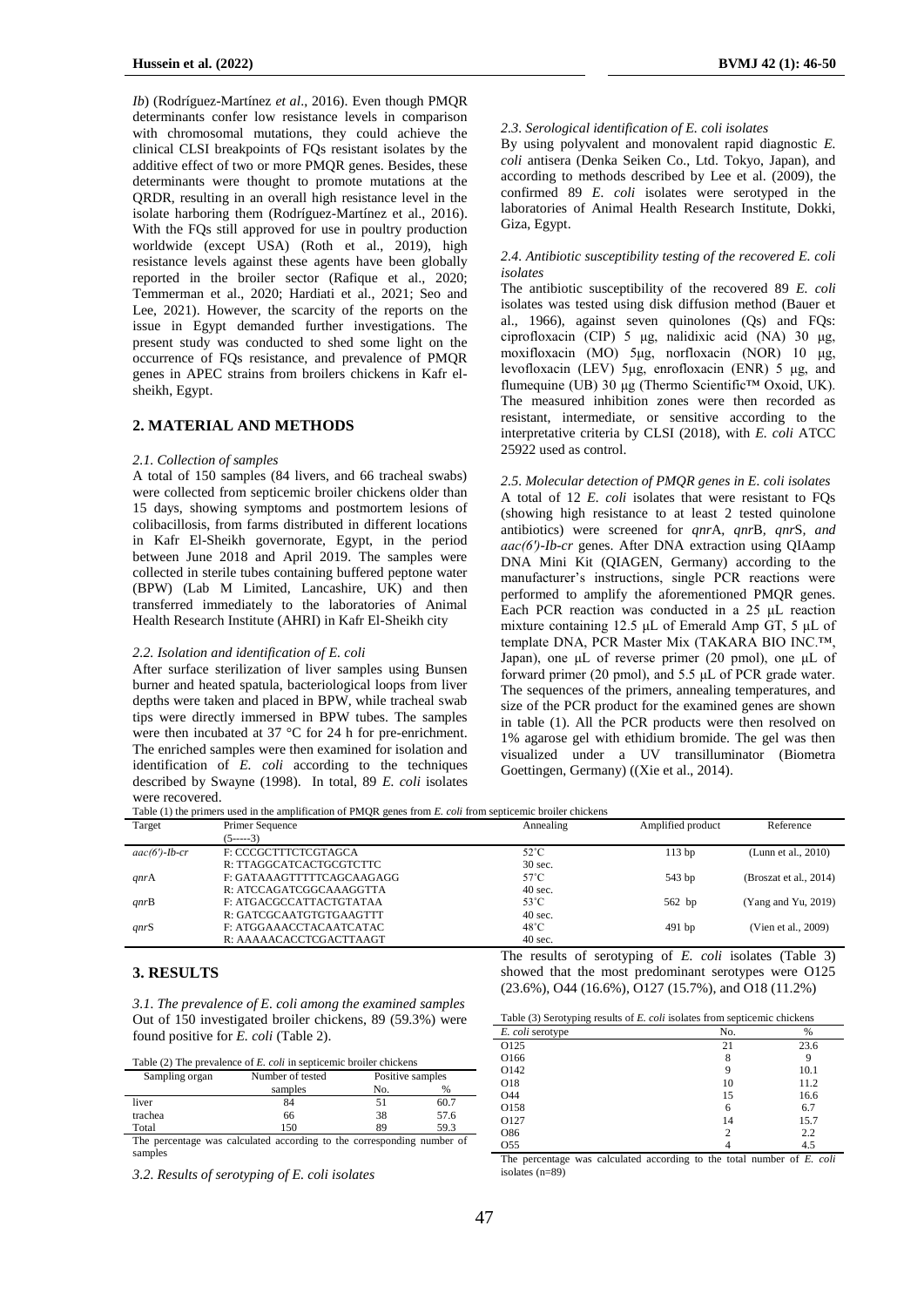*Ib*) (Rodríguez-Martínez *et al*., 2016). Even though PMQR determinants confer low resistance levels in comparison with chromosomal mutations, they could achieve the clinical CLSI breakpoints of FQs resistant isolates by the additive effect of two or more PMQR genes. Besides, these determinants were thought to promote mutations at the QRDR, resulting in an overall high resistance level in the isolate harboring them (Rodríguez-Martínez et al., 2016). With the FQs still approved for use in poultry production worldwide (except USA) (Roth et al., 2019), high resistance levels against these agents have been globally reported in the broiler sector (Rafique et al., 2020; Temmerman et al., 2020; Hardiati et al., 2021; Seo and Lee, 2021). However, the scarcity of the reports on the issue in Egypt demanded further investigations. The present study was conducted to shed some light on the occurrence of FQs resistance, and prevalence of PMQR genes in APEC strains from broilers chickens in Kafr el-sheikh, Egypt.

## 2. MATERIAL AND METHODS

### *2.1. Collection of samples*

A total of 150 samples (84 livers, and 66 tracheal swabs) were collected from septicemic broiler chickens older than 15 days, showing symptoms and postmortem lesions of colibacillosis, from farms distributed in different locations in Kafr El-Sheikh governorate, Egypt, in the period between June 2018 and April 2019. The samples were collected in sterile tubes containing buffered peptone water (BPW) (Lab M Limited, Lancashire, UK) and then transferred immediately to the laboratories of Animal Health Research Institute (AHRI) in Kafr El-Sheikh city

### *2.2. Isolation and identification of E. coli*

After surface sterilization of liver samples using Bunsen burner and heated spatula, bacteriological loops from liver depths were taken and placed in BPW, while tracheal swab tips were directly immersed in BPW tubes. The samples were then incubated at 37 °C for 24 h for pre-enrichment. The enriched samples were then examined for isolation and identification of *E. coli* according to the techniques described by Swayne (1998). In total, 89 *E. coli* isolates were recovered.

### *2.3. Serological identification of E. coli isolates*

By using polyvalent and monovalent rapid diagnostic *E. coli* antisera (Denka Seiken Co., Ltd. Tokyo, Japan), and according to methods described by Lee et al. (2009), the confirmed 89 *E. coli* isolates were serotyped in the laboratories of Animal Health Research Institute, Dokki, Giza, Egypt.

### *2.4. Antibiotic susceptibility testing of the recovered E. coli isolates*

The antibiotic susceptibility of the recovered 89 *E. coli* isolates was tested using disk diffusion method (Bauer et al., 1966), against seven quinolones (Qs) and FQs: ciprofloxacin (CIP) 5 µg, nalidixic acid (NA) 30 µg, moxifloxacin (MO) 5µg, norfloxacin (NOR) 10 µg, levofloxacin (LEV) 5µg, enrofloxacin (ENR) 5 µg, and flumequine (UB) 30 µg (Thermo Scientific™ Oxoid, UK). The measured inhibition zones were then recorded as resistant, intermediate, or sensitive according to the interpretative criteria by CLSI (2018), with *E. coli* ATCC 25922 used as control.

### *2.5. Molecular detection of PMQR genes in E. coli isolates*

A total of 12 *E. coli* isolates that were resistant to FQs (showing high resistance to at least 2 tested quinolone antibiotics) were screened for *qnr*A, *qnr*B, *qnr*S, *and aac(6')-Ib-cr* genes. After DNA extraction using QIAamp DNA Mini Kit (QIAGEN, Germany) according to the manufacturer's instructions, single PCR reactions were performed to amplify the aforementioned PMQR genes. Each PCR reaction was conducted in a 25 µL reaction mixture containing 12.5 µL of Emerald Amp GT, 5 µL of template DNA, PCR Master Mix (TAKARA BIO INC.™, Japan), one µL of reverse primer (20 pmol), one µL of forward primer (20 pmol), and 5.5 µL of PCR grade water. The sequences of the primers, annealing temperatures, and size of the PCR product for the examined genes are shown in table (1). All the PCR products were then resolved on 1% agarose gel with ethidium bromide. The gel was then visualized under a UV transilluminator (Biometra Goettingen, Germany) ((Xie et al., 2014).

Table (1) the primers used in the amplification of PMQR genes from *E. coli* from septicemic broiler chickens

| Target | Primer Sequence (5-----3) | Annealing | Amplified product | Reference |
|---|---|---|---|---|
| *aac(6')-Ib-cr* | F: CCCGCTTTCTCGTAGCA<br>R: TTAGGCATCACTGCGTCTTC | 52˚C<br>30 sec. | 113 bp | (Lunn et al., 2010) |
| *qnr*A | F: GATAAAGTTTTTCAGCAAGAGG<br>R: ATCCAGATCGGCAAAGGTTA | 57˚C<br>40 sec. | 543 bp | (Broszat et al., 2014) |
| *qnr*B | F: ATGACGCCATTACTGTATAA<br>R: GATCGCAATGTGTGAAGTTT | 53˚C<br>40 sec. | 562 bp | (Yang and Yu, 2019) |
| *qnr*S | F: ATGGAAACCTACAATCATAC<br>R: AAAAACACCTCGACTTAAGT | 48˚C<br>40 sec. | 491 bp | (Vien et al., 2009) |

## 3. RESULTS

### *3.1. The prevalence of E. coli among the examined samples*

Out of 150 investigated broiler chickens, 89 (59.3%) were found positive for *E. coli* (Table 2).

Table (2) The prevalence of *E. coli* in septicemic broiler chickens

| Sampling organ | Number of tested samples | Positive samples | |
|---|---|---|---|
| | | No. | % |
| liver | 84 | 51 | 60.7 |
| trachea | 66 | 38 | 57.6 |
| Total | 150 | 89 | 59.3 |

The percentage was calculated according to the corresponding number of samples

### *3.2. Results of serotyping of E. coli isolates*

The results of serotyping of *E. coli* isolates (Table 3) showed that the most predominant serotypes were O125 (23.6%), O44 (16.6%), O127 (15.7%), and O18 (11.2%)

Table (3) Serotyping results of *E. coli* isolates from septicemic chickens

| *E. coli* serotype | No. | % |
|---|---|---|
| O125 | 21 | 23.6 |
| O166 | 8 | 9 |
| O142 | 9 | 10.1 |
| O18 | 10 | 11.2 |
| O44 | 15 | 16.6 |
| O158 | 6 | 6.7 |
| O127 | 14 | 15.7 |
| O86 | 2 | 2.2 |
| O55 | 4 | 4.5 |

The percentage was calculated according to the total number of *E. coli* isolates (n=89)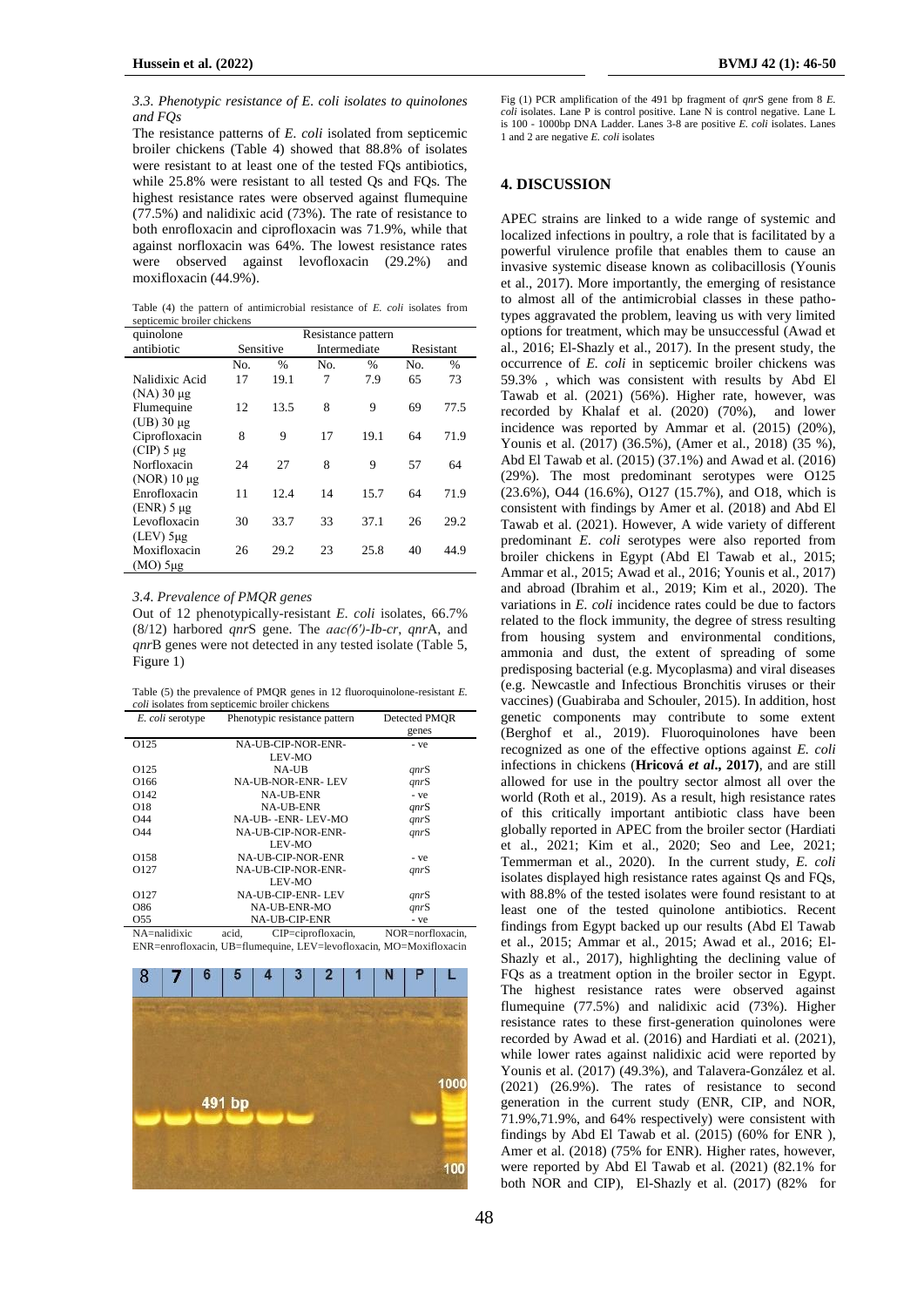*3.3. Phenotypic resistance of E. coli isolates to quinolones and FQs*

The resistance patterns of *E. coli* isolated from septicemic broiler chickens (Table 4) showed that 88.8% of isolates were resistant to at least one of the tested FQs antibiotics, while 25.8% were resistant to all tested Qs and FQs. The highest resistance rates were observed against flumequine (77.5%) and nalidixic acid (73%). The rate of resistance to both enrofloxacin and ciprofloxacin was 71.9%, while that against norfloxacin was 64%. The lowest resistance rates were observed against levofloxacin (29.2%) and moxifloxacin (44.9%).

Table (4) the pattern of antimicrobial resistance of *E. coli* isolates from septicemic broiler chickens

| quinolone antibiotic | Resistance pattern | | | | | |
|---|---|---|---|---|---|---|
| | Sensitive | | Intermediate | | Resistant | |
| | No. | % | No. | % | No. | % |
| Nalidixic Acid (NA) 30 µg | 17 | 19.1 | 7 | 7.9 | 65 | 73 |
| Flumequine (UB) 30 µg | 12 | 13.5 | 8 | 9 | 69 | 77.5 |
| Ciprofloxacin (CIP) 5 µg | 8 | 9 | 17 | 19.1 | 64 | 71.9 |
| Norfloxacin (NOR) 10 µg | 24 | 27 | 8 | 9 | 57 | 64 |
| Enrofloxacin (ENR) 5 µg | 11 | 12.4 | 14 | 15.7 | 64 | 71.9 |
| Levofloxacin (LEV) 5µg | 30 | 33.7 | 33 | 37.1 | 26 | 29.2 |
| Moxifloxacin (MO) 5µg | 26 | 29.2 | 23 | 25.8 | 40 | 44.9 |

*3.4. Prevalence of PMQR genes*

Out of 12 phenotypically-resistant *E. coli* isolates, 66.7% (8/12) harbored *qnr*S gene. The *aac(6')-Ib-cr*, *qnr*A, and *qnr*B genes were not detected in any tested isolate (Table 5, Figure 1)

Table (5) the prevalence of PMQR genes in 12 fluoroquinolone-resistant *E. coli* isolates from septicemic broiler chickens

| *E. coli* serotype | Phenotypic resistance pattern | Detected PMQR genes |
|---|---|---|
| O125 | NA-UB-CIP-NOR-ENR-LEV-MO | - ve |
| O125 | NA-UB | *qnr*S |
| O166 | NA-UB-NOR-ENR- LEV | *qnr*S |
| O142 | NA-UB-ENR | - ve |
| O18 | NA-UB-ENR | *qnr*S |
| O44 | NA-UB- -ENR- LEV-MO | *qnr*S |
| O44 | NA-UB-CIP-NOR-ENR-LEV-MO | *qnr*S |
| O158 | NA-UB-CIP-NOR-ENR | - ve |
| O127 | NA-UB-CIP-NOR-ENR-LEV-MO | *qnr*S |
| O127 | NA-UB-CIP-ENR- LEV | *qnr*S |
| O86 | NA-UB-ENR-MO | *qnr*S |
| O55 | NA-UB-CIP-ENR | - ve |

NA=nalidixic acid, CIP=ciprofloxacin, NOR=norfloxacin, ENR=enrofloxacin, UB=flumequine, LEV=levofloxacin, MO=Moxifloxacin

Fig (1) PCR amplification of the 491 bp fragment of *qnr*S gene from 8 *E. coli* isolates. Lane P is control positive. Lane N is control negative. Lane L is 100 - 1000bp DNA Ladder. Lanes 3-8 are positive *E. coli* isolates. Lanes 1 and 2 are negative *E. coli* isolates

## 4. DISCUSSION

APEC strains are linked to a wide range of systemic and localized infections in poultry, a role that is facilitated by a powerful virulence profile that enables them to cause an invasive systemic disease known as colibacillosis (Younis et al., 2017). More importantly, the emerging of resistance to almost all of the antimicrobial classes in these pathotypes aggravated the problem, leaving us with very limited options for treatment, which may be unsuccessful (Awad et al., 2016; El-Shazly et al., 2017). In the present study, the occurrence of *E. coli* in septicemic broiler chickens was 59.3% , which was consistent with results by Abd El Tawab et al. (2021) (56%). Higher rate, however, was recorded by Khalaf et al. (2020) (70%), and lower incidence was reported by Ammar et al. (2015) (20%), Younis et al. (2017) (36.5%), (Amer et al., 2018) (35 %), Abd El Tawab et al. (2015) (37.1%) and Awad et al. (2016) (29%). The most predominant serotypes were O125 (23.6%), O44 (16.6%), O127 (15.7%), and O18, which is consistent with findings by Amer et al. (2018) and Abd El Tawab et al. (2021). However, A wide variety of different predominant *E. coli* serotypes were also reported from broiler chickens in Egypt (Abd El Tawab et al., 2015; Ammar et al., 2015; Awad et al., 2016; Younis et al., 2017) and abroad (Ibrahim et al., 2019; Kim et al., 2020). The variations in *E. coli* incidence rates could be due to factors related to the flock immunity, the degree of stress resulting from housing system and environmental conditions, ammonia and dust, the extent of spreading of some predisposing bacterial (e.g. Mycoplasma) and viral diseases (e.g. Newcastle and Infectious Bronchitis viruses or their vaccines) (Guabiraba and Schouler, 2015). In addition, host genetic components may contribute to some extent (Berghof et al., 2019). Fluoroquinolones have been recognized as one of the effective options against *E. coli* infections in chickens (**Hricová *et al*., 2017**), and are still allowed for use in the poultry sector almost all over the world (Roth et al., 2019). As a result, high resistance rates of this critically important antibiotic class have been globally reported in APEC from the broiler sector (Hardiati et al., 2021; Kim et al., 2020; Seo and Lee, 2021; Temmerman et al., 2020). In the current study, *E. coli* isolates displayed high resistance rates against Qs and FQs, with 88.8% of the tested isolates were found resistant to at least one of the tested quinolone antibiotics. Recent findings from Egypt backed up our results (Abd El Tawab et al., 2015; Ammar et al., 2015; Awad et al., 2016; El-Shazly et al., 2017), highlighting the declining value of FQs as a treatment option in the broiler sector in Egypt. The highest resistance rates were observed against flumequine (77.5%) and nalidixic acid (73%). Higher resistance rates to these first-generation quinolones were recorded by Awad et al. (2016) and Hardiati et al. (2021), while lower rates against nalidixic acid were reported by Younis et al. (2017) (49.3%), and Talavera-González et al. (2021) (26.9%). The rates of resistance to second generation in the current study (ENR, CIP, and NOR, 71.9%,71.9%, and 64% respectively) were consistent with findings by Abd El Tawab et al. (2015) (60% for ENR ), Amer et al. (2018) (75% for ENR). Higher rates, however, were reported by Abd El Tawab et al. (2021) (82.1% for both NOR and CIP), El-Shazly et al. (2017) (82% for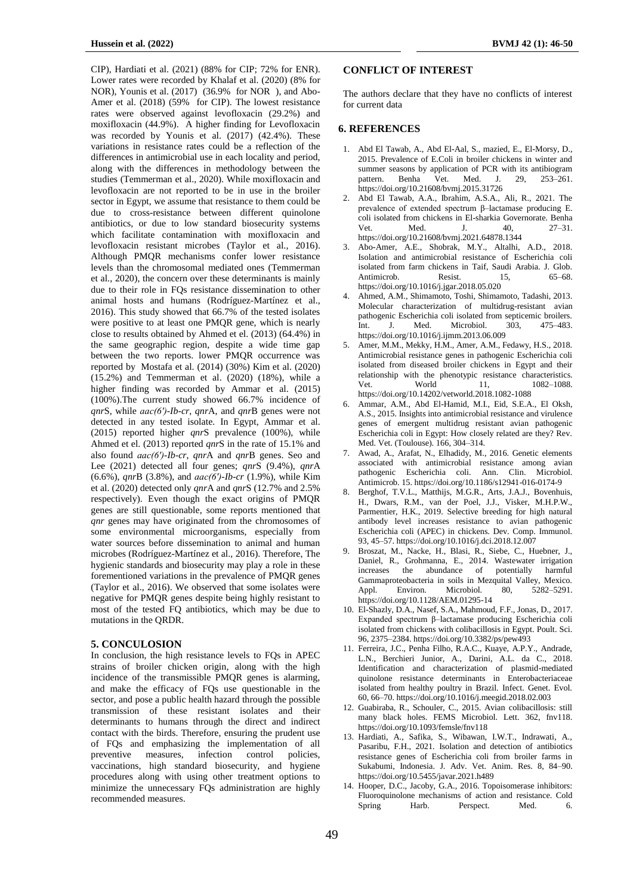CIP), Hardiati et al. (2021) (88% for CIP; 72% for ENR). Lower rates were recorded by Khalaf et al. (2020) (8% for NOR), Younis et al. (2017) (36.9% for NOR ), and Abo-Amer et al. (2018) (59% for CIP). The lowest resistance rates were observed against levofloxacin (29.2%) and moxifloxacin (44.9%). A higher finding for Levofloxacin was recorded by Younis et al. (2017) (42.4%). These variations in resistance rates could be a reflection of the differences in antimicrobial use in each locality and period, along with the differences in methodology between the studies (Temmerman et al., 2020). While moxifloxacin and levofloxacin are not reported to be in use in the broiler sector in Egypt, we assume that resistance to them could be due to cross-resistance between different quinolone antibiotics, or due to low standard biosecurity systems which facilitate contamination with moxifloxacin and levofloxacin resistant microbes (Taylor et al., 2016). Although PMQR mechanisms confer lower resistance levels than the chromosomal mediated ones (Temmerman et al., 2020), the concern over these determinants is mainly due to their role in FQs resistance dissemination to other animal hosts and humans (Rodríguez-Martínez et al., 2016). This study showed that 66.7% of the tested isolates were positive to at least one PMQR gene, which is nearly close to results obtained by Ahmed et el. (2013) (64.4%) in the same geographic region, despite a wide time gap between the two reports. lower PMQR occurrence was reported by Mostafa et al. (2014) (30%) Kim et al. (2020) (15.2%) and Temmerman et al. (2020) (18%), while a higher finding was recorded by Ammar et al. (2015) (100%).The current study showed 66.7% incidence of *qnr*S, while *aac(6')-Ib-cr*, *qnr*A, and *qnr*B genes were not detected in any tested isolate. In Egypt, Ammar et al. (2015) reported higher *qnr*S prevalence (100%), while Ahmed et el. (2013) reported *qnr*S in the rate of 15.1% and also found *aac(6')-Ib-cr*, *qnr*A and *qnr*B genes. Seo and Lee (2021) detected all four genes; *qnr*S (9.4%), *qnr*A (6.6%), *qnr*B (3.8%), and *aac(6')-Ib-cr* (1.9%), while Kim et al. (2020) detected only *qnr*A and *qnr*S (12.7% and 2.5% respectively). Even though the exact origins of PMQR genes are still questionable, some reports mentioned that *qnr* genes may have originated from the chromosomes of some environmental microorganisms, especially from water sources before dissemination to animal and human microbes (Rodríguez-Martínez et al., 2016). Therefore, The hygienic standards and biosecurity may play a role in these forementioned variations in the prevalence of PMQR genes (Taylor et al., 2016). We observed that some isolates were negative for PMQR genes despite being highly resistant to most of the tested FQ antibiotics, which may be due to mutations in the QRDR.

## 5. CONCULOSION

In conclusion, the high resistance levels to FQs in APEC strains of broiler chicken origin, along with the high incidence of the transmissible PMQR genes is alarming, and make the efficacy of FQs use questionable in the sector, and pose a public health hazard through the possible transmission of these resistant isolates and their determinants to humans through the direct and indirect contact with the birds. Therefore, ensuring the prudent use of FQs and emphasizing the implementation of all preventive measures, infection control policies, vaccinations, high standard biosecurity, and hygiene procedures along with using other treatment options to minimize the unnecessary FQs administration are highly recommended measures.

## CONFLICT OF INTEREST

The authors declare that they have no conflicts of interest for current data

## 6. REFERENCES

1. Abd El Tawab, A., Abd El-Aal, S., mazied, E., El-Morsy, D., 2015. Prevalence of E.Coli in broiler chickens in winter and summer seasons by application of PCR with its antibiogram pattern. Benha Vet. Med. J. 29, 253–261. https://doi.org/10.21608/bvmj.2015.31726
2. Abd El Tawab, A.A., Ibrahim, A.S.A., Ali, R., 2021. The prevalence of extended spectrum β–lactamase producing E. coli isolated from chickens in El-sharkia Governorate. Benha Vet. Med. J. 40, 27–31. https://doi.org/10.21608/bvmj.2021.64878.1344
3. Abo-Amer, A.E., Shobrak, M.Y., Altalhi, A.D., 2018. Isolation and antimicrobial resistance of Escherichia coli isolated from farm chickens in Taif, Saudi Arabia. J. Glob. Antimicrob. Resist. 15, 65–68. https://doi.org/10.1016/j.jgar.2018.05.020
4. Ahmed, A.M., Shimamoto, Toshi, Shimamoto, Tadashi, 2013. Molecular characterization of multidrug-resistant avian pathogenic Escherichia coli isolated from septicemic broilers. Int. J. Med. Microbiol. 303, 475–483. https://doi.org/10.1016/j.ijmm.2013.06.009
5. Amer, M.M., Mekky, H.M., Amer, A.M., Fedawy, H.S., 2018. Antimicrobial resistance genes in pathogenic Escherichia coli isolated from diseased broiler chickens in Egypt and their relationship with the phenotypic resistance characteristics. Vet. World 11, 1082–1088. https://doi.org/10.14202/vetworld.2018.1082-1088
6. Ammar, A.M., Abd El-Hamid, M.I., Eid, S.E.A., El Oksh, A.S., 2015. Insights into antimicrobial resistance and virulence genes of emergent multidrug resistant avian pathogenic Escherichia coli in Egypt: How closely related are they? Rev. Med. Vet. (Toulouse). 166, 304–314.
7. Awad, A., Arafat, N., Elhadidy, M., 2016. Genetic elements associated with antimicrobial resistance among avian pathogenic Escherichia coli. Ann. Clin. Microbiol. Antimicrob. 15. https://doi.org/10.1186/s12941-016-0174-9
8. Berghof, T.V.L., Matthijs, M.G.R., Arts, J.A.J., Bovenhuis, H., Dwars, R.M., van der Poel, J.J., Visker, M.H.P.W., Parmentier, H.K., 2019. Selective breeding for high natural antibody level increases resistance to avian pathogenic Escherichia coli (APEC) in chickens. Dev. Comp. Immunol. 93, 45–57. https://doi.org/10.1016/j.dci.2018.12.007
9. Broszat, M., Nacke, H., Blasi, R., Siebe, C., Huebner, J., Daniel, R., Grohmanna, E., 2014. Wastewater irrigation increases the abundance of potentially harmful Gammaproteobacteria in soils in Mezquital Valley, Mexico. Appl. Environ. Microbiol. 80, 5282–5291. https://doi.org/10.1128/AEM.01295-14
10. El-Shazly, D.A., Nasef, S.A., Mahmoud, F.F., Jonas, D., 2017. Expanded spectrum β–lactamase producing Escherichia coli isolated from chickens with colibacillosis in Egypt. Poult. Sci. 96, 2375–2384. https://doi.org/10.3382/ps/pew493
11. Ferreira, J.C., Penha Filho, R.A.C., Kuaye, A.P.Y., Andrade, L.N., Berchieri Junior, A., Darini, A.L. da C., 2018. Identification and characterization of plasmid-mediated quinolone resistance determinants in Enterobacteriaceae isolated from healthy poultry in Brazil. Infect. Genet. Evol. 60, 66–70. https://doi.org/10.1016/j.meegid.2018.02.003
12. Guabiraba, R., Schouler, C., 2015. Avian colibacillosis: still many black holes. FEMS Microbiol. Lett. 362, fnv118. https://doi.org/10.1093/femsle/fnv118
13. Hardiati, A., Safika, S., Wibawan, I.W.T., Indrawati, A., Pasaribu, F.H., 2021. Isolation and detection of antibiotics resistance genes of Escherichia coli from broiler farms in Sukabumi, Indonesia. J. Adv. Vet. Anim. Res. 8, 84–90. https://doi.org/10.5455/javar.2021.h489
14. Hooper, D.C., Jacoby, G.A., 2016. Topoisomerase inhibitors: Fluoroquinolone mechanisms of action and resistance. Cold Spring Harb. Perspect. Med. 6.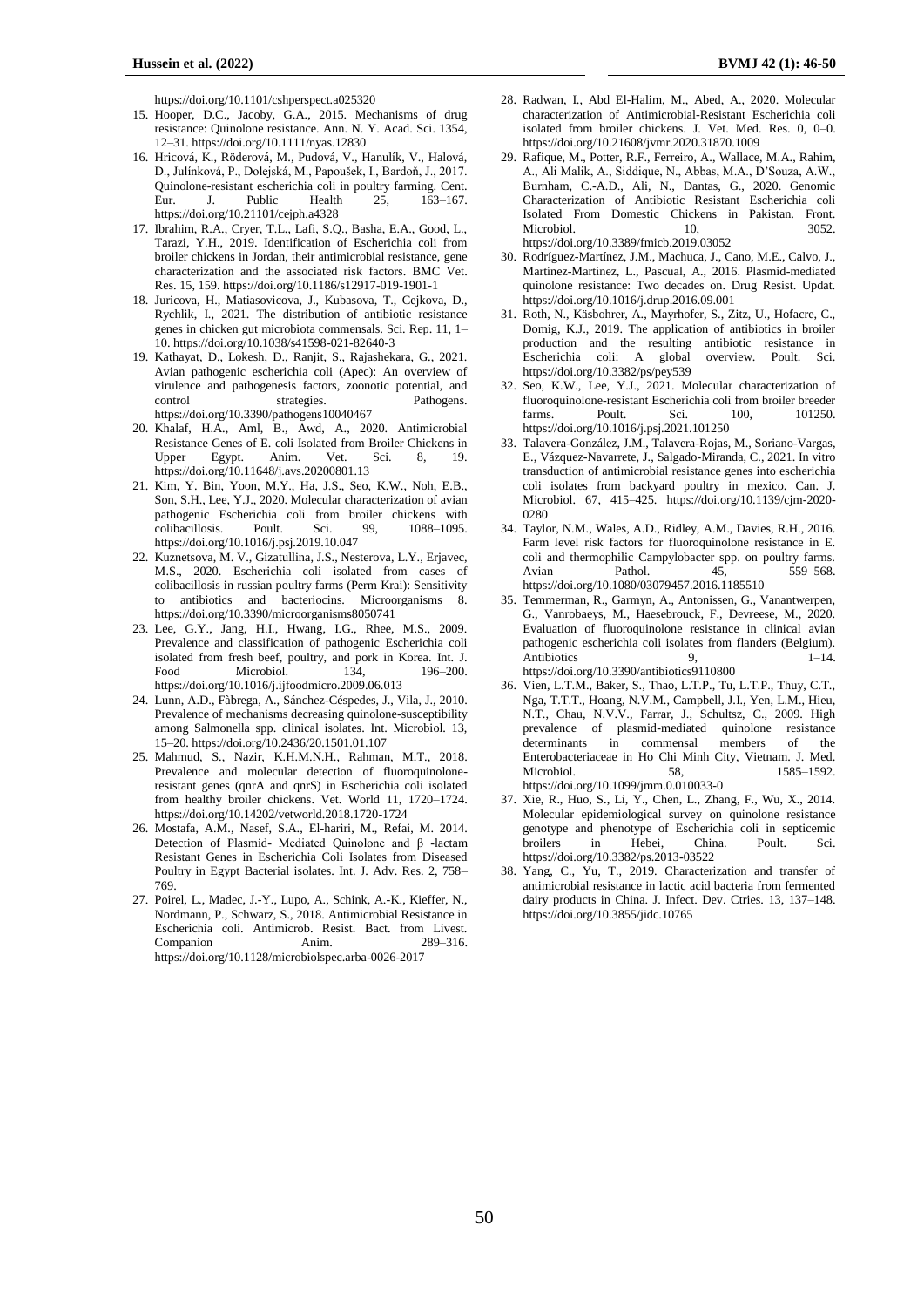https://doi.org/10.1101/cshperspect.a025320

15. Hooper, D.C., Jacoby, G.A., 2015. Mechanisms of drug resistance: Quinolone resistance. Ann. N. Y. Acad. Sci. 1354, 12–31. https://doi.org/10.1111/nyas.12830
16. Hricová, K., Röderová, M., Pudová, V., Hanulík, V., Halová, D., Julínková, P., Dolejská, M., Papoušek, I., Bardoň, J., 2017. Quinolone-resistant escherichia coli in poultry farming. Cent. Eur. J. Public Health 25, 163–167. https://doi.org/10.21101/cejph.a4328
17. Ibrahim, R.A., Cryer, T.L., Lafi, S.Q., Basha, E.A., Good, L., Tarazi, Y.H., 2019. Identification of Escherichia coli from broiler chickens in Jordan, their antimicrobial resistance, gene characterization and the associated risk factors. BMC Vet. Res. 15, 159. https://doi.org/10.1186/s12917-019-1901-1
18. Juricova, H., Matiasovicova, J., Kubasova, T., Cejkova, D., Rychlik, I., 2021. The distribution of antibiotic resistance genes in chicken gut microbiota commensals. Sci. Rep. 11, 1–10. https://doi.org/10.1038/s41598-021-82640-3
19. Kathayat, D., Lokesh, D., Ranjit, S., Rajashekara, G., 2021. Avian pathogenic escherichia coli (Apec): An overview of virulence and pathogenesis factors, zoonotic potential, and control strategies. Pathogens. https://doi.org/10.3390/pathogens10040467
20. Khalaf, H.A., Aml, B., Awd, A., 2020. Antimicrobial Resistance Genes of E. coli Isolated from Broiler Chickens in Upper Egypt. Anim. Vet. Sci. 8, 19. https://doi.org/10.11648/j.avs.20200801.13
21. Kim, Y. Bin, Yoon, M.Y., Ha, J.S., Seo, K.W., Noh, E.B., Son, S.H., Lee, Y.J., 2020. Molecular characterization of avian pathogenic Escherichia coli from broiler chickens with colibacillosis. Poult. Sci. 99, 1088–1095. https://doi.org/10.1016/j.psj.2019.10.047
22. Kuznetsova, M. V., Gizatullina, J.S., Nesterova, L.Y., Erjavec, M.S., 2020. Escherichia coli isolated from cases of colibacillosis in russian poultry farms (Perm Krai): Sensitivity to antibiotics and bacteriocins. Microorganisms 8. https://doi.org/10.3390/microorganisms8050741
23. Lee, G.Y., Jang, H.I., Hwang, I.G., Rhee, M.S., 2009. Prevalence and classification of pathogenic Escherichia coli isolated from fresh beef, poultry, and pork in Korea. Int. J. Food Microbiol. 134, 196–200. https://doi.org/10.1016/j.ijfoodmicro.2009.06.013
24. Lunn, A.D., Fàbrega, A., Sánchez-Céspedes, J., Vila, J., 2010. Prevalence of mechanisms decreasing quinolone-susceptibility among Salmonella spp. clinical isolates. Int. Microbiol. 13, 15–20. https://doi.org/10.2436/20.1501.01.107
25. Mahmud, S., Nazir, K.H.M.N.H., Rahman, M.T., 2018. Prevalence and molecular detection of fluoroquinolone-resistant genes (qnrA and qnrS) in Escherichia coli isolated from healthy broiler chickens. Vet. World 11, 1720–1724. https://doi.org/10.14202/vetworld.2018.1720-1724
26. Mostafa, A.M., Nasef, S.A., El-hariri, M., Refai, M. 2014. Detection of Plasmid- Mediated Quinolone and β -lactam Resistant Genes in Escherichia Coli Isolates from Diseased Poultry in Egypt Bacterial isolates. Int. J. Adv. Res. 2, 758–769.
27. Poirel, L., Madec, J.-Y., Lupo, A., Schink, A.-K., Kieffer, N., Nordmann, P., Schwarz, S., 2018. Antimicrobial Resistance in Escherichia coli. Antimicrob. Resist. Bact. from Livest. Companion Anim. 289–316. https://doi.org/10.1128/microbiolspec.arba-0026-2017
28. Radwan, I., Abd El-Halim, M., Abed, A., 2020. Molecular characterization of Antimicrobial-Resistant Escherichia coli isolated from broiler chickens. J. Vet. Med. Res. 0, 0–0. https://doi.org/10.21608/jvmr.2020.31870.1009
29. Rafique, M., Potter, R.F., Ferreiro, A., Wallace, M.A., Rahim, A., Ali Malik, A., Siddique, N., Abbas, M.A., D'Souza, A.W., Burnham, C.-A.D., Ali, N., Dantas, G., 2020. Genomic Characterization of Antibiotic Resistant Escherichia coli Isolated From Domestic Chickens in Pakistan. Front. Microbiol. 10, 3052. https://doi.org/10.3389/fmicb.2019.03052
30. Rodríguez-Martínez, J.M., Machuca, J., Cano, M.E., Calvo, J., Martínez-Martínez, L., Pascual, A., 2016. Plasmid-mediated quinolone resistance: Two decades on. Drug Resist. Updat. https://doi.org/10.1016/j.drup.2016.09.001
31. Roth, N., Käsbohrer, A., Mayrhofer, S., Zitz, U., Hofacre, C., Domig, K.J., 2019. The application of antibiotics in broiler production and the resulting antibiotic resistance in Escherichia coli: A global overview. Poult. Sci. https://doi.org/10.3382/ps/pey539
32. Seo, K.W., Lee, Y.J., 2021. Molecular characterization of fluoroquinolone-resistant Escherichia coli from broiler breeder farms. Poult. Sci. 100, 101250. https://doi.org/10.1016/j.psj.2021.101250
33. Talavera-González, J.M., Talavera-Rojas, M., Soriano-Vargas, E., Vázquez-Navarrete, J., Salgado-Miranda, C., 2021. In vitro transduction of antimicrobial resistance genes into escherichia coli isolates from backyard poultry in mexico. Can. J. Microbiol. 67, 415–425. https://doi.org/10.1139/cjm-2020-0280
34. Taylor, N.M., Wales, A.D., Ridley, A.M., Davies, R.H., 2016. Farm level risk factors for fluoroquinolone resistance in E. coli and thermophilic Campylobacter spp. on poultry farms. Avian Pathol. 45, 559–568. https://doi.org/10.1080/03079457.2016.1185510
35. Temmerman, R., Garmyn, A., Antonissen, G., Vanantwerpen, G., Vanrobaeys, M., Haesebrouck, F., Devreese, M., 2020. Evaluation of fluoroquinolone resistance in clinical avian pathogenic escherichia coli isolates from flanders (Belgium). Antibiotics 9, 1–14. https://doi.org/10.3390/antibiotics9110800
36. Vien, L.T.M., Baker, S., Thao, L.T.P., Tu, L.T.P., Thuy, C.T., Nga, T.T.T., Hoang, N.V.M., Campbell, J.I., Yen, L.M., Hieu, N.T., Chau, N.V.V., Farrar, J., Schultsz, C., 2009. High prevalence of plasmid-mediated quinolone resistance determinants in commensal members of the Enterobacteriaceae in Ho Chi Minh City, Vietnam. J. Med. Microbiol. 58, 1585–1592. https://doi.org/10.1099/jmm.0.010033-0
37. Xie, R., Huo, S., Li, Y., Chen, L., Zhang, F., Wu, X., 2014. Molecular epidemiological survey on quinolone resistance genotype and phenotype of Escherichia coli in septicemic broilers in Hebei, China. Poult. Sci. https://doi.org/10.3382/ps.2013-03522
38. Yang, C., Yu, T., 2019. Characterization and transfer of antimicrobial resistance in lactic acid bacteria from fermented dairy products in China. J. Infect. Dev. Ctries. 13, 137–148. https://doi.org/10.3855/jidc.10765